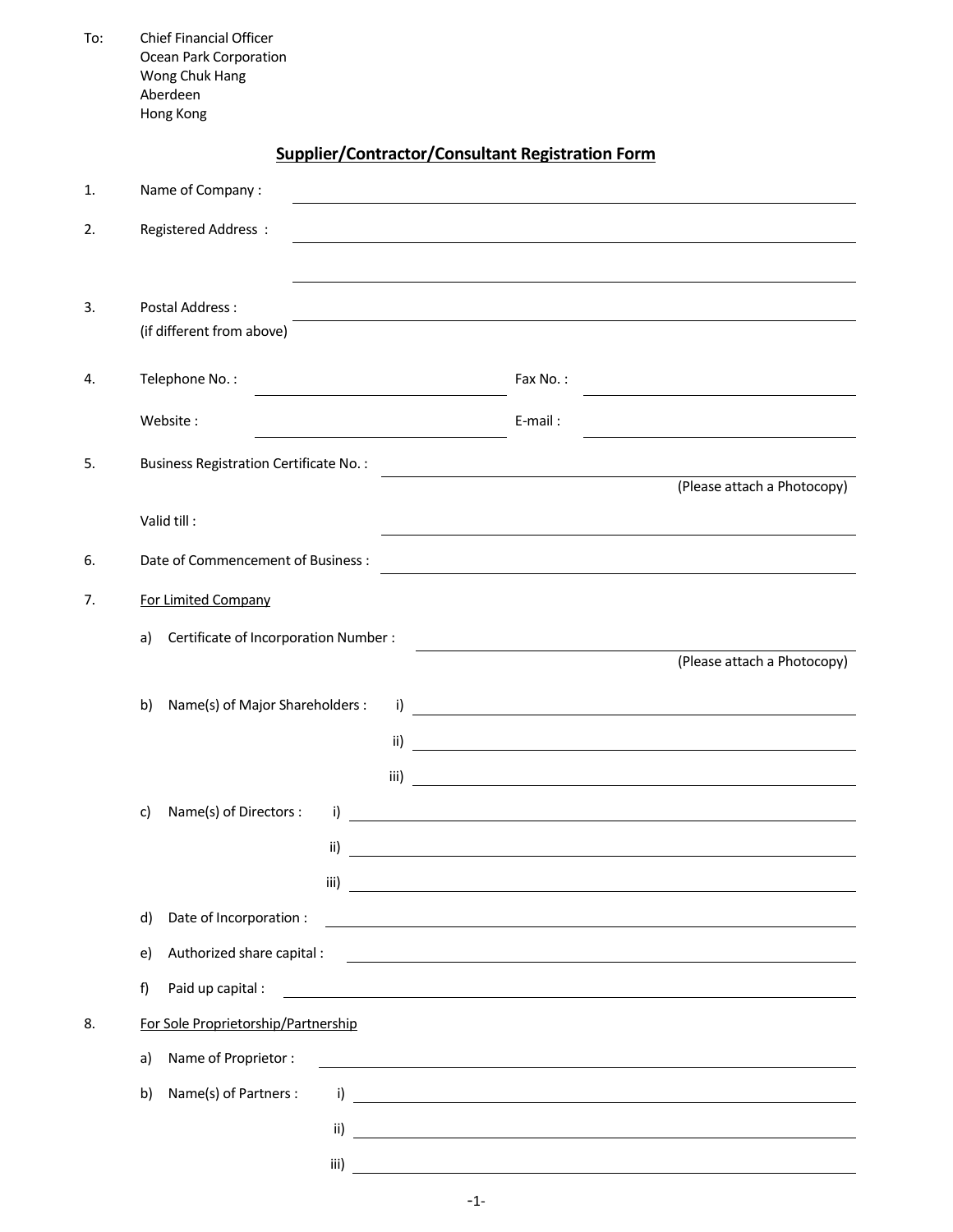To: Chief Financial Officer
Ocean Park Corporation
Wong Chuk Hang
Aberdeen
Hong Kong

## Supplier/Contractor/Consultant Registration Form

1. Name of Company : ______________________________

2. Registered Address : ______________________________

   ______________________________

3. Postal Address : ______________________________
   (if different from above)

4. Telephone No. : ______________________ Fax No. : ______________________

   Website : ______________________ E-mail : ______________________

5. Business Registration Certificate No. : ______________________________
   (Please attach a Photocopy)

   Valid till : ______________________________

6. Date of Commencement of Business : ______________________________

7. For Limited Company

   a) Certificate of Incorporation Number : ______________________________
   (Please attach a Photocopy)

   b) Name(s) of Major Shareholders :
      i) ______________________________
      ii) ______________________________
      iii) ______________________________

   c) Name(s) of Directors :
      i) ______________________________
      ii) ______________________________
      iii) ______________________________

   d) Date of Incorporation : ______________________________

   e) Authorized share capital : ______________________________

   f) Paid up capital : ______________________________

8. For Sole Proprietorship/Partnership

   a) Name of Proprietor : ______________________________

   b) Name(s) of Partners :
      i) ______________________________
      ii) ______________________________
      iii) ______________________________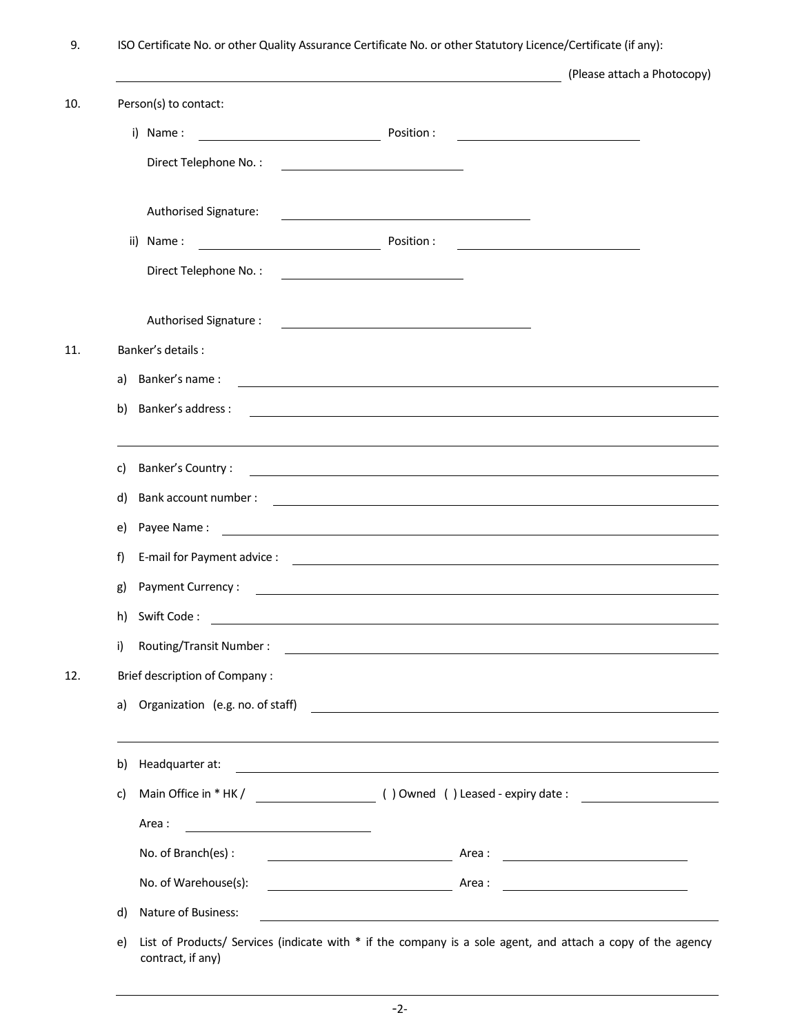9. ISO Certificate No. or other Quality Assurance Certificate No. or other Statutory Licence/Certificate (if any):

   ______________________________ (Please attach a Photocopy)

10. Person(s) to contact:

    i) Name : ____________________ Position : ____________________

       Direct Telephone No. : ____________________

       Authorised Signature: ____________________

    ii) Name : ____________________ Position : ____________________

       Direct Telephone No. : ____________________

       Authorised Signature : ____________________

11. Banker's details :

    a) Banker's name : ____________________

    b) Banker's address : ____________________

       ____________________

    c) Banker's Country : ____________________

    d) Bank account number : ____________________

    e) Payee Name : ____________________

    f) E-mail for Payment advice : ____________________

    g) Payment Currency : ____________________

    h) Swift Code : ____________________

    i) Routing/Transit Number : ____________________

12. Brief description of Company :

    a) Organization (e.g. no. of staff) ____________________

       ____________________

    b) Headquarter at: ____________________

    c) Main Office in * HK / ____________ ( ) Owned ( ) Leased - expiry date : ____________

       Area : ____________________

       No. of Branch(es) : ____________________ Area : ____________________

       No. of Warehouse(s): ____________________ Area : ____________________

    d) Nature of Business: ____________________

    e) List of Products/ Services (indicate with * if the company is a sole agent, and attach a copy of the agency contract, if any)

       ____________________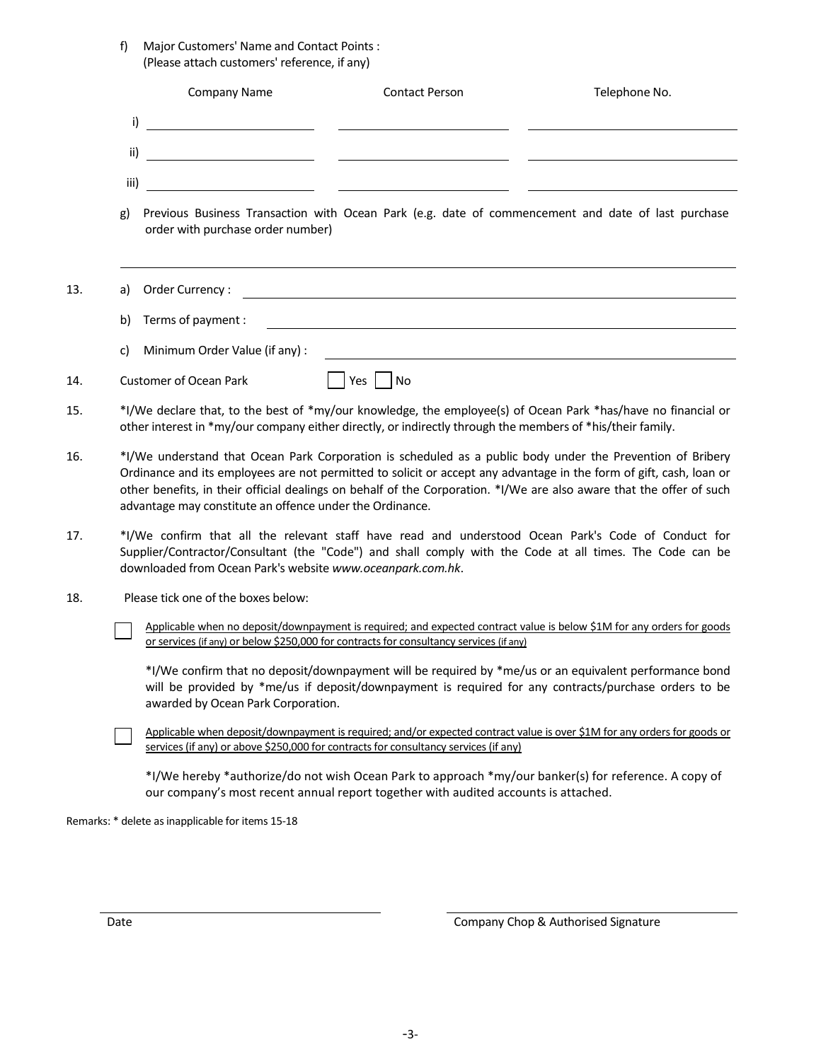f) Major Customers' Name and Contact Points :
(Please attach customers' reference, if any)

| | Company Name | Contact Person | Telephone No. |
|---|---|---|---|
| i) | | | |
| ii) | | | |
| iii) | | | |

g) Previous Business Transaction with Ocean Park (e.g. date of commencement and date of last purchase order with purchase order number)

\_\_\_\_\_\_\_\_\_\_\_\_\_\_\_\_\_\_\_\_\_\_\_\_\_\_\_\_\_\_\_\_\_\_\_\_\_\_\_\_

13. a) Order Currency : \_\_\_\_\_\_\_\_\_\_\_\_\_\_\_\_\_\_\_\_

    b) Terms of payment : \_\_\_\_\_\_\_\_\_\_\_\_\_\_\_\_\_\_\_\_

    c) Minimum Order Value (if any) : \_\_\_\_\_\_\_\_\_\_\_\_\_\_\_\_\_\_\_\_

14. Customer of Ocean Park ☐ Yes ☐ No

15. *I/We declare that, to the best of *my/our knowledge, the employee(s) of Ocean Park *has/have no financial or other interest in *my/our company either directly, or indirectly through the members of *his/their family.

16. *I/We understand that Ocean Park Corporation is scheduled as a public body under the Prevention of Bribery Ordinance and its employees are not permitted to solicit or accept any advantage in the form of gift, cash, loan or other benefits, in their official dealings on behalf of the Corporation. *I/We are also aware that the offer of such advantage may constitute an offence under the Ordinance.

17. *I/We confirm that all the relevant staff have read and understood Ocean Park's Code of Conduct for Supplier/Contractor/Consultant (the "Code") and shall comply with the Code at all times. The Code can be downloaded from Ocean Park's website *www.oceanpark.com.hk*.

18. Please tick one of the boxes below:

☐ Applicable when no deposit/downpayment is required; and expected contract value is below $1M for any orders for goods or services (if any) or below $250,000 for contracts for consultancy services (if any)

*I/We confirm that no deposit/downpayment will be required by *me/us or an equivalent performance bond will be provided by *me/us if deposit/downpayment is required for any contracts/purchase orders to be awarded by Ocean Park Corporation.

☐ Applicable when deposit/downpayment is required; and/or expected contract value is over $1M for any orders for goods or services (if any) or above $250,000 for contracts for consultancy services (if any)

*I/We hereby *authorize/do not wish Ocean Park to approach *my/our banker(s) for reference. A copy of our company's most recent annual report together with audited accounts is attached.

Remarks: * delete as inapplicable for items 15-18

\_\_\_\_\_\_\_\_\_\_\_\_\_\_\_\_\_\_\_\_ \_\_\_\_\_\_\_\_\_\_\_\_\_\_\_\_\_\_\_\_

Date Company Chop & Authorised Signature